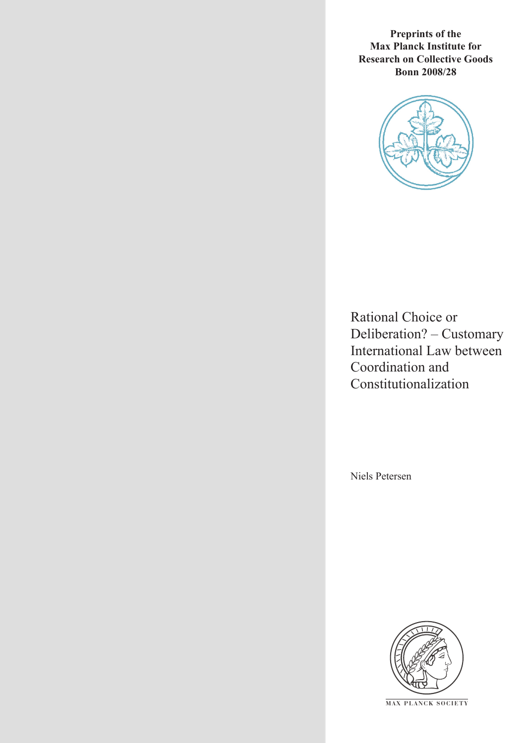**Preprints of the Max Planck Institute for Research on Collective Goods Bonn 2008/28**

# Rational Choice or Deliberation? – Customary International Law between Coordination and Constitutionalization

Niels Petersen

MAX PLANCK SOCIETY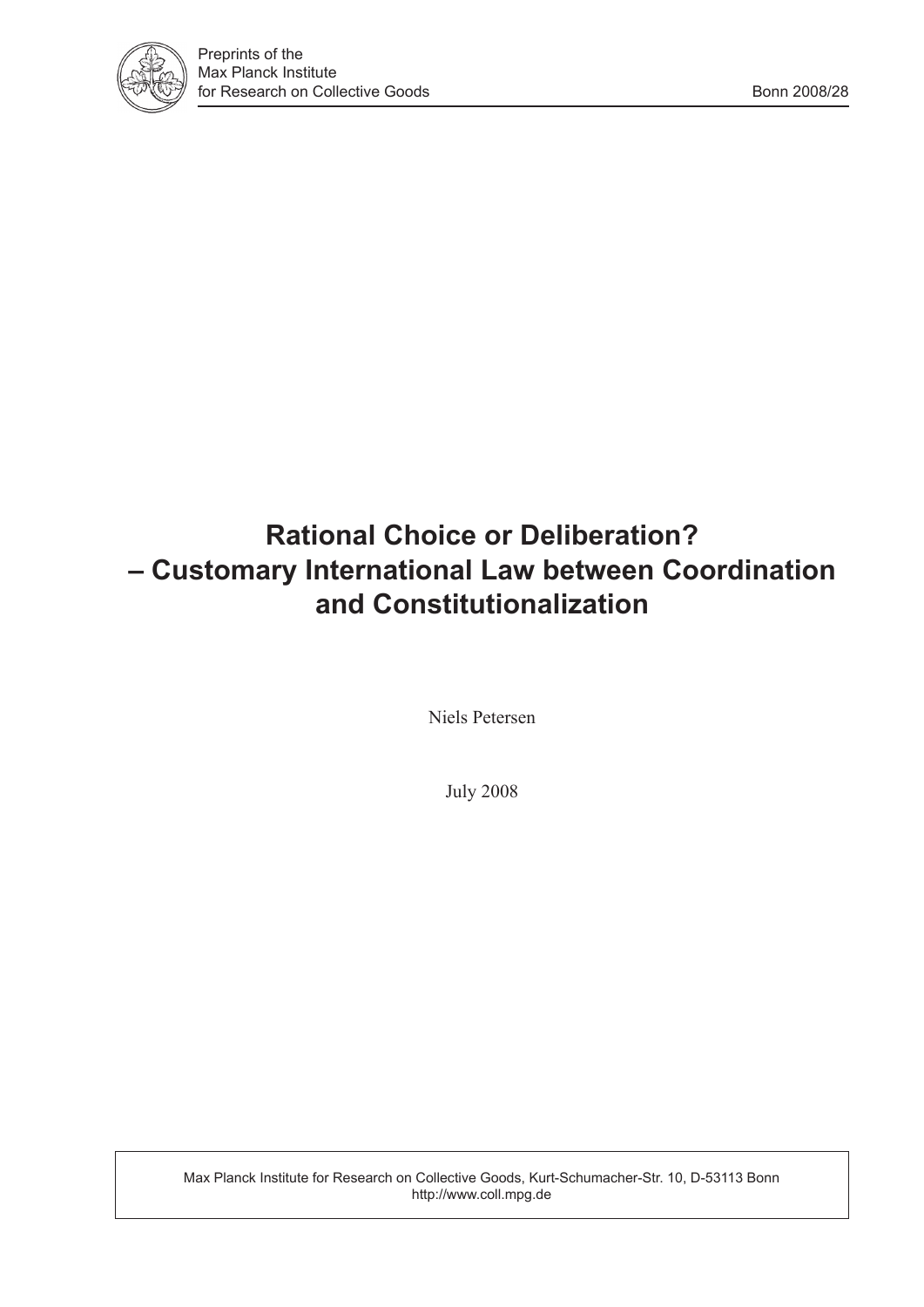# Rational Choice or Deliberation? – Customary International Law between Coordination and Constitutionalization

Niels Petersen

July 2008

Max Planck Institute for Research on Collective Goods, Kurt-Schumacher-Str. 10, D-53113 Bonn
http://www.coll.mpg.de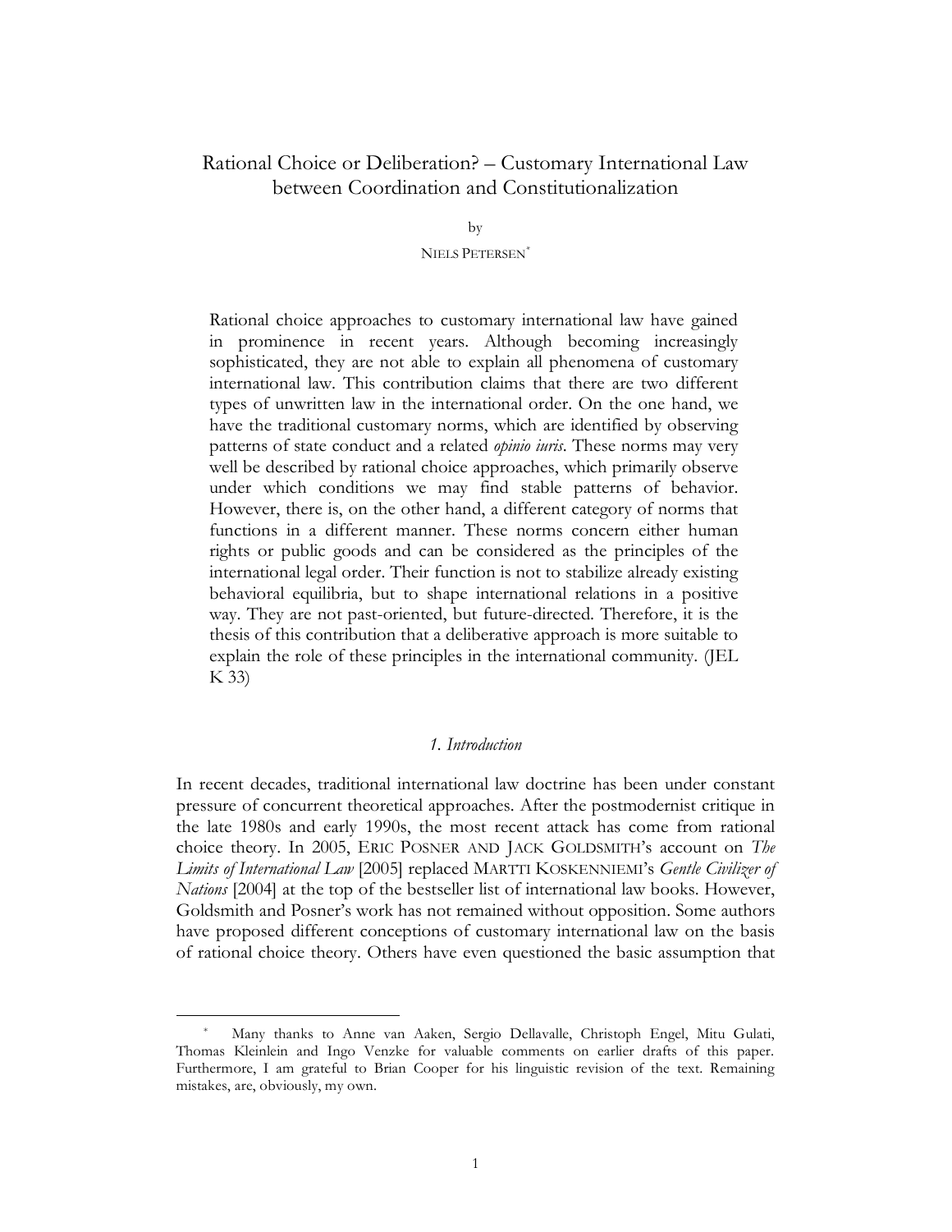# Rational Choice or Deliberation? – Customary International Law between Coordination and Constitutionalization

by

NIELS PETERSEN[*]

Rational choice approaches to customary international law have gained in prominence in recent years. Although becoming increasingly sophisticated, they are not able to explain all phenomena of customary international law. This contribution claims that there are two different types of unwritten law in the international order. On the one hand, we have the traditional customary norms, which are identified by observing patterns of state conduct and a related *opinio iuris*. These norms may very well be described by rational choice approaches, which primarily observe under which conditions we may find stable patterns of behavior. However, there is, on the other hand, a different category of norms that functions in a different manner. These norms concern either human rights or public goods and can be considered as the principles of the international legal order. Their function is not to stabilize already existing behavioral equilibria, but to shape international relations in a positive way. They are not past-oriented, but future-directed. Therefore, it is the thesis of this contribution that a deliberative approach is more suitable to explain the role of these principles in the international community. (JEL K 33)

## *1. Introduction*

In recent decades, traditional international law doctrine has been under constant pressure of concurrent theoretical approaches. After the postmodernist critique in the late 1980s and early 1990s, the most recent attack has come from rational choice theory. In 2005, ERIC POSNER AND JACK GOLDSMITH's account on *The Limits of International Law* [2005] replaced MARTTI KOSKENNIEMI's *Gentle Civilizer of Nations* [2004] at the top of the bestseller list of international law books. However, Goldsmith and Posner's work has not remained without opposition. Some authors have proposed different conceptions of customary international law on the basis of rational choice theory. Others have even questioned the basic assumption that

---

[*] Many thanks to Anne van Aaken, Sergio Dellavalle, Christoph Engel, Mitu Gulati, Thomas Kleinlein and Ingo Venzke for valuable comments on earlier drafts of this paper. Furthermore, I am grateful to Brian Cooper for his linguistic revision of the text. Remaining mistakes, are, obviously, my own.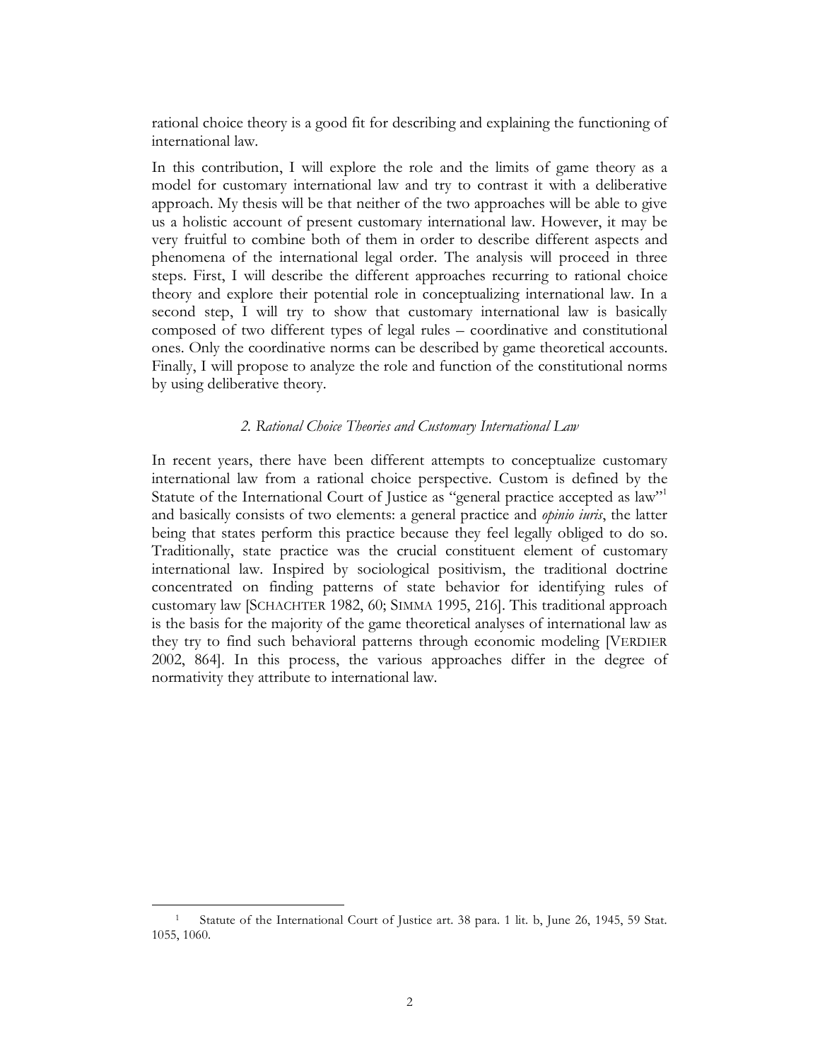rational choice theory is a good fit for describing and explaining the functioning of international law.

In this contribution, I will explore the role and the limits of game theory as a model for customary international law and try to contrast it with a deliberative approach. My thesis will be that neither of the two approaches will be able to give us a holistic account of present customary international law. However, it may be very fruitful to combine both of them in order to describe different aspects and phenomena of the international legal order. The analysis will proceed in three steps. First, I will describe the different approaches recurring to rational choice theory and explore their potential role in conceptualizing international law. In a second step, I will try to show that customary international law is basically composed of two different types of legal rules – coordinative and constitutional ones. Only the coordinative norms can be described by game theoretical accounts. Finally, I will propose to analyze the role and function of the constitutional norms by using deliberative theory.

### *2. Rational Choice Theories and Customary International Law*

In recent years, there have been different attempts to conceptualize customary international law from a rational choice perspective. Custom is defined by the Statute of the International Court of Justice as "general practice accepted as law"[1] and basically consists of two elements: a general practice and *opinio iuris*, the latter being that states perform this practice because they feel legally obliged to do so. Traditionally, state practice was the crucial constituent element of customary international law. Inspired by sociological positivism, the traditional doctrine concentrated on finding patterns of state behavior for identifying rules of customary law [SCHACHTER 1982, 60; SIMMA 1995, 216]. This traditional approach is the basis for the majority of the game theoretical analyses of international law as they try to find such behavioral patterns through economic modeling [VERDIER 2002, 864]. In this process, the various approaches differ in the degree of normativity they attribute to international law.

[1] Statute of the International Court of Justice art. 38 para. 1 lit. b, June 26, 1945, 59 Stat. 1055, 1060.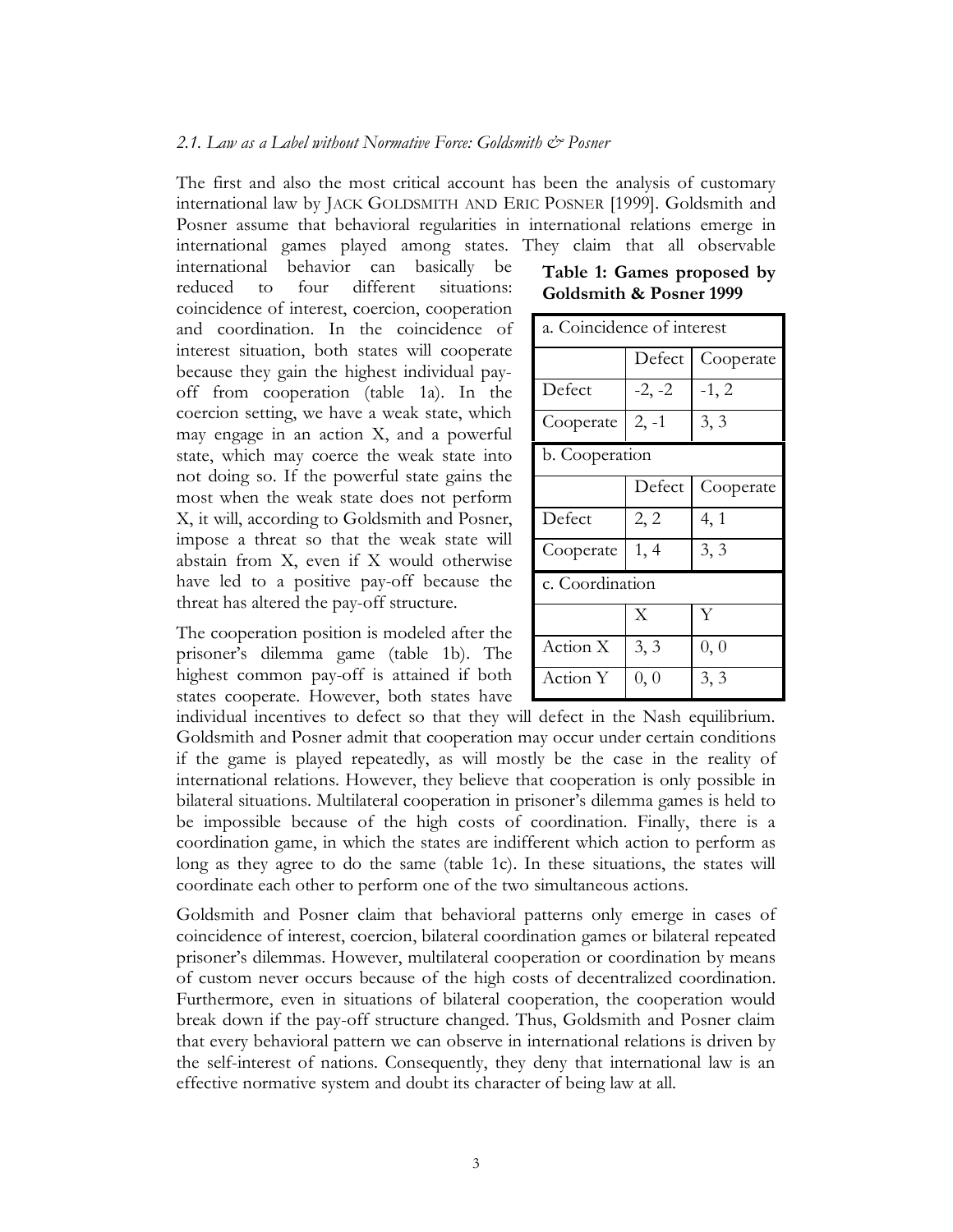*2.1. Law as a Label without Normative Force: Goldsmith & Posner*

The first and also the most critical account has been the analysis of customary international law by JACK GOLDSMITH AND ERIC POSNER [1999]. Goldsmith and Posner assume that behavioral regularities in international relations emerge in international games played among states. They claim that all observable international behavior can basically be reduced to four different situations: coincidence of interest, coercion, cooperation and coordination. In the coincidence of interest situation, both states will cooperate because they gain the highest individual pay-off from cooperation (table 1a). In the coercion setting, we have a weak state, which may engage in an action X, and a powerful state, which may coerce the weak state into not doing so. If the powerful state gains the most when the weak state does not perform X, it will, according to Goldsmith and Posner, impose a threat so that the weak state will abstain from X, even if X would otherwise have led to a positive pay-off because the threat has altered the pay-off structure.

**Table 1: Games proposed by Goldsmith & Posner 1999**

| a. Coincidence of interest | | |
|---|---|---|
| | Defect | Cooperate |
| Defect | -2, -2 | -1, 2 |
| Cooperate | 2, -1 | 3, 3 |
| **b. Cooperation** | | |
| | Defect | Cooperate |
| Defect | 2, 2 | 4, 1 |
| Cooperate | 1, 4 | 3, 3 |
| **c. Coordination** | | |
| | X | Y |
| Action X | 3, 3 | 0, 0 |
| Action Y | 0, 0 | 3, 3 |

The cooperation position is modeled after the prisoner's dilemma game (table 1b). The highest common pay-off is attained if both states cooperate. However, both states have individual incentives to defect so that they will defect in the Nash equilibrium. Goldsmith and Posner admit that cooperation may occur under certain conditions if the game is played repeatedly, as will mostly be the case in the reality of international relations. However, they believe that cooperation is only possible in bilateral situations. Multilateral cooperation in prisoner's dilemma games is held to be impossible because of the high costs of coordination. Finally, there is a coordination game, in which the states are indifferent which action to perform as long as they agree to do the same (table 1c). In these situations, the states will coordinate each other to perform one of the two simultaneous actions.

Goldsmith and Posner claim that behavioral patterns only emerge in cases of coincidence of interest, coercion, bilateral coordination games or bilateral repeated prisoner's dilemmas. However, multilateral cooperation or coordination by means of custom never occurs because of the high costs of decentralized coordination. Furthermore, even in situations of bilateral cooperation, the cooperation would break down if the pay-off structure changed. Thus, Goldsmith and Posner claim that every behavioral pattern we can observe in international relations is driven by the self-interest of nations. Consequently, they deny that international law is an effective normative system and doubt its character of being law at all.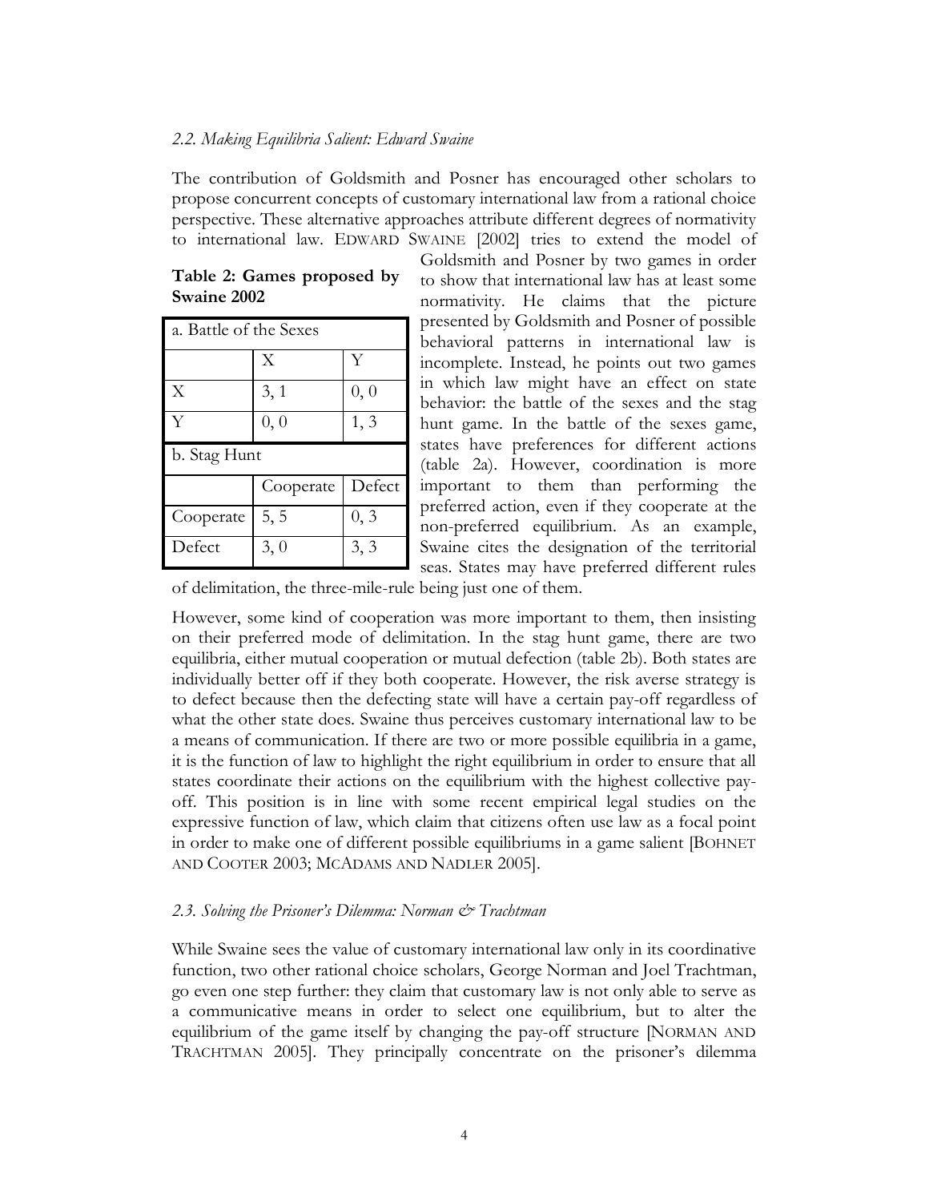### *2.2. Making Equilibria Salient: Edward Swaine*

The contribution of Goldsmith and Posner has encouraged other scholars to propose concurrent concepts of customary international law from a rational choice perspective. These alternative approaches attribute different degrees of normativity to international law. EDWARD SWAINE [2002] tries to extend the model of Goldsmith and Posner by two games in order to show that international law has at least some normativity. He claims that the picture presented by Goldsmith and Posner of possible behavioral patterns in international law is incomplete. Instead, he points out two games in which law might have an effect on state behavior: the battle of the sexes and the stag hunt game. In the battle of the sexes game, states have preferences for different actions (table 2a). However, coordination is more important to them than performing the preferred action, even if they cooperate at the non-preferred equilibrium. As an example, Swaine cites the designation of the territorial seas. States may have preferred different rules of delimitation, the three-mile-rule being just one of them.

**Table 2: Games proposed by Swaine 2002**

| a. Battle of the Sexes | | |
|---|---|---|
| | X | Y |
| X | 3, 1 | 0, 0 |
| Y | 0, 0 | 1, 3 |
| **b. Stag Hunt** | | |
| | Cooperate | Defect |
| Cooperate | 5, 5 | 0, 3 |
| Defect | 3, 0 | 3, 3 |

However, some kind of cooperation was more important to them, then insisting on their preferred mode of delimitation. In the stag hunt game, there are two equilibria, either mutual cooperation or mutual defection (table 2b). Both states are individually better off if they both cooperate. However, the risk averse strategy is to defect because then the defecting state will have a certain pay-off regardless of what the other state does. Swaine thus perceives customary international law to be a means of communication. If there are two or more possible equilibria in a game, it is the function of law to highlight the right equilibrium in order to ensure that all states coordinate their actions on the equilibrium with the highest collective pay-off. This position is in line with some recent empirical legal studies on the expressive function of law, which claim that citizens often use law as a focal point in order to make one of different possible equilibriums in a game salient [BOHNET AND COOTER 2003; MCADAMS AND NADLER 2005].

### *2.3. Solving the Prisoner's Dilemma: Norman & Trachtman*

While Swaine sees the value of customary international law only in its coordinative function, two other rational choice scholars, George Norman and Joel Trachtman, go even one step further: they claim that customary law is not only able to serve as a communicative means in order to select one equilibrium, but to alter the equilibrium of the game itself by changing the pay-off structure [NORMAN AND TRACHTMAN 2005]. They principally concentrate on the prisoner's dilemma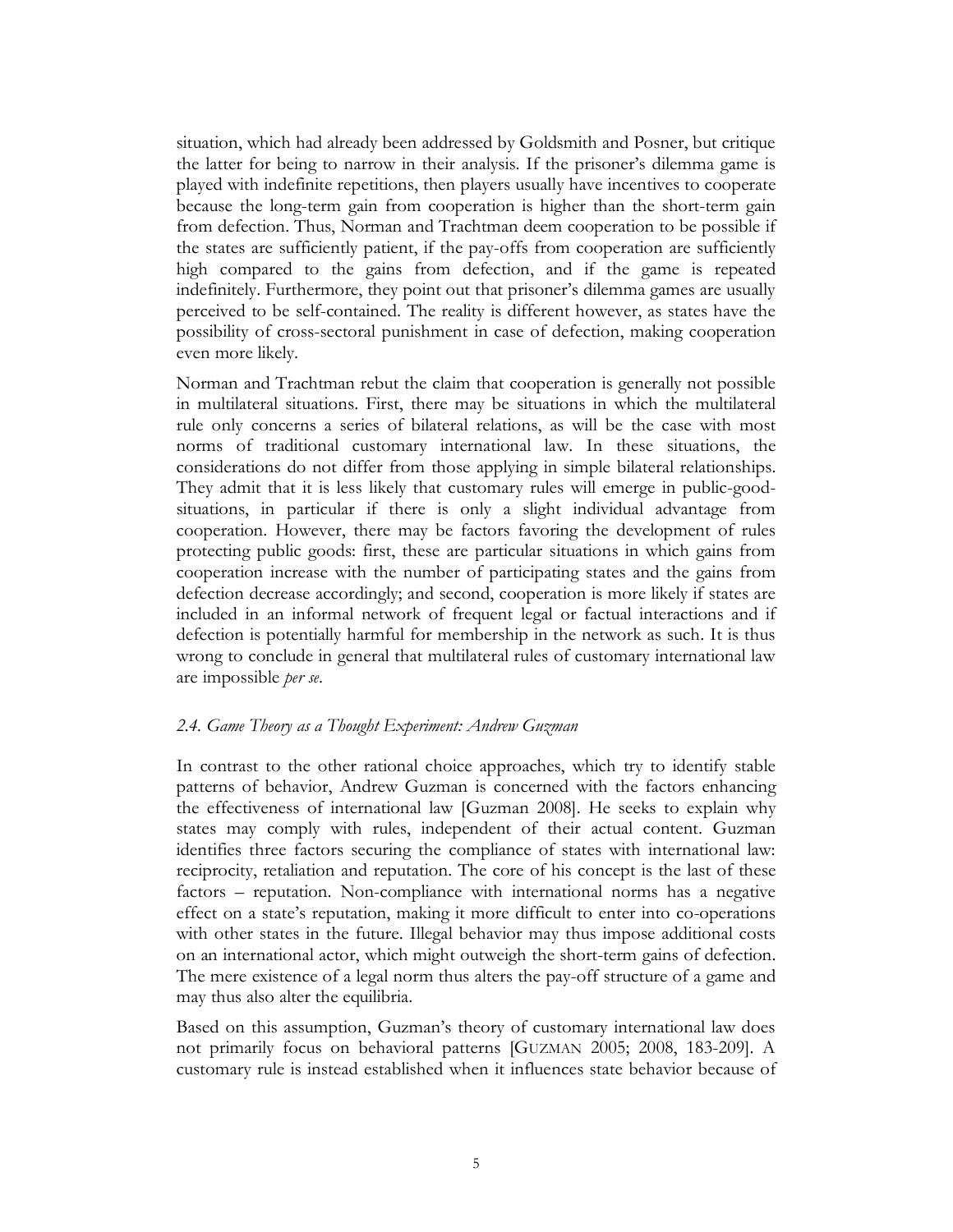situation, which had already been addressed by Goldsmith and Posner, but critique the latter for being to narrow in their analysis. If the prisoner's dilemma game is played with indefinite repetitions, then players usually have incentives to cooperate because the long-term gain from cooperation is higher than the short-term gain from defection. Thus, Norman and Trachtman deem cooperation to be possible if the states are sufficiently patient, if the pay-offs from cooperation are sufficiently high compared to the gains from defection, and if the game is repeated indefinitely. Furthermore, they point out that prisoner's dilemma games are usually perceived to be self-contained. The reality is different however, as states have the possibility of cross-sectoral punishment in case of defection, making cooperation even more likely.

Norman and Trachtman rebut the claim that cooperation is generally not possible in multilateral situations. First, there may be situations in which the multilateral rule only concerns a series of bilateral relations, as will be the case with most norms of traditional customary international law. In these situations, the considerations do not differ from those applying in simple bilateral relationships. They admit that it is less likely that customary rules will emerge in public-good-situations, in particular if there is only a slight individual advantage from cooperation. However, there may be factors favoring the development of rules protecting public goods: first, these are particular situations in which gains from cooperation increase with the number of participating states and the gains from defection decrease accordingly; and second, cooperation is more likely if states are included in an informal network of frequent legal or factual interactions and if defection is potentially harmful for membership in the network as such. It is thus wrong to conclude in general that multilateral rules of customary international law are impossible *per se*.

### *2.4. Game Theory as a Thought Experiment: Andrew Guzman*

In contrast to the other rational choice approaches, which try to identify stable patterns of behavior, Andrew Guzman is concerned with the factors enhancing the effectiveness of international law [Guzman 2008]. He seeks to explain why states may comply with rules, independent of their actual content. Guzman identifies three factors securing the compliance of states with international law: reciprocity, retaliation and reputation. The core of his concept is the last of these factors – reputation. Non-compliance with international norms has a negative effect on a state's reputation, making it more difficult to enter into co-operations with other states in the future. Illegal behavior may thus impose additional costs on an international actor, which might outweigh the short-term gains of defection. The mere existence of a legal norm thus alters the pay-off structure of a game and may thus also alter the equilibria.

Based on this assumption, Guzman's theory of customary international law does not primarily focus on behavioral patterns [GUZMAN 2005; 2008, 183-209]. A customary rule is instead established when it influences state behavior because of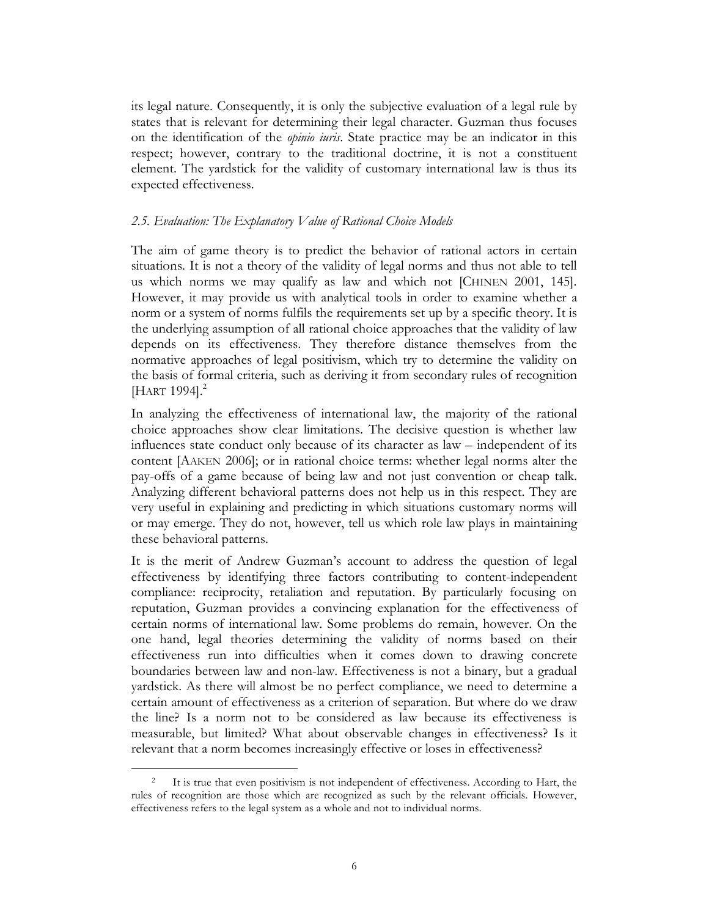its legal nature. Consequently, it is only the subjective evaluation of a legal rule by states that is relevant for determining their legal character. Guzman thus focuses on the identification of the *opinio iuris*. State practice may be an indicator in this respect; however, contrary to the traditional doctrine, it is not a constituent element. The yardstick for the validity of customary international law is thus its expected effectiveness.

### *2.5. Evaluation: The Explanatory Value of Rational Choice Models*

The aim of game theory is to predict the behavior of rational actors in certain situations. It is not a theory of the validity of legal norms and thus not able to tell us which norms we may qualify as law and which not [CHINEN 2001, 145]. However, it may provide us with analytical tools in order to examine whether a norm or a system of norms fulfils the requirements set up by a specific theory. It is the underlying assumption of all rational choice approaches that the validity of law depends on its effectiveness. They therefore distance themselves from the normative approaches of legal positivism, which try to determine the validity on the basis of formal criteria, such as deriving it from secondary rules of recognition [HART 1994].[2]

In analyzing the effectiveness of international law, the majority of the rational choice approaches show clear limitations. The decisive question is whether law influences state conduct only because of its character as law – independent of its content [AAKEN 2006]; or in rational choice terms: whether legal norms alter the pay-offs of a game because of being law and not just convention or cheap talk. Analyzing different behavioral patterns does not help us in this respect. They are very useful in explaining and predicting in which situations customary norms will or may emerge. They do not, however, tell us which role law plays in maintaining these behavioral patterns.

It is the merit of Andrew Guzman's account to address the question of legal effectiveness by identifying three factors contributing to content-independent compliance: reciprocity, retaliation and reputation. By particularly focusing on reputation, Guzman provides a convincing explanation for the effectiveness of certain norms of international law. Some problems do remain, however. On the one hand, legal theories determining the validity of norms based on their effectiveness run into difficulties when it comes down to drawing concrete boundaries between law and non-law. Effectiveness is not a binary, but a gradual yardstick. As there will almost be no perfect compliance, we need to determine a certain amount of effectiveness as a criterion of separation. But where do we draw the line? Is a norm not to be considered as law because its effectiveness is measurable, but limited? What about observable changes in effectiveness? Is it relevant that a norm becomes increasingly effective or loses in effectiveness?

---

[2] It is true that even positivism is not independent of effectiveness. According to Hart, the rules of recognition are those which are recognized as such by the relevant officials. However, effectiveness refers to the legal system as a whole and not to individual norms.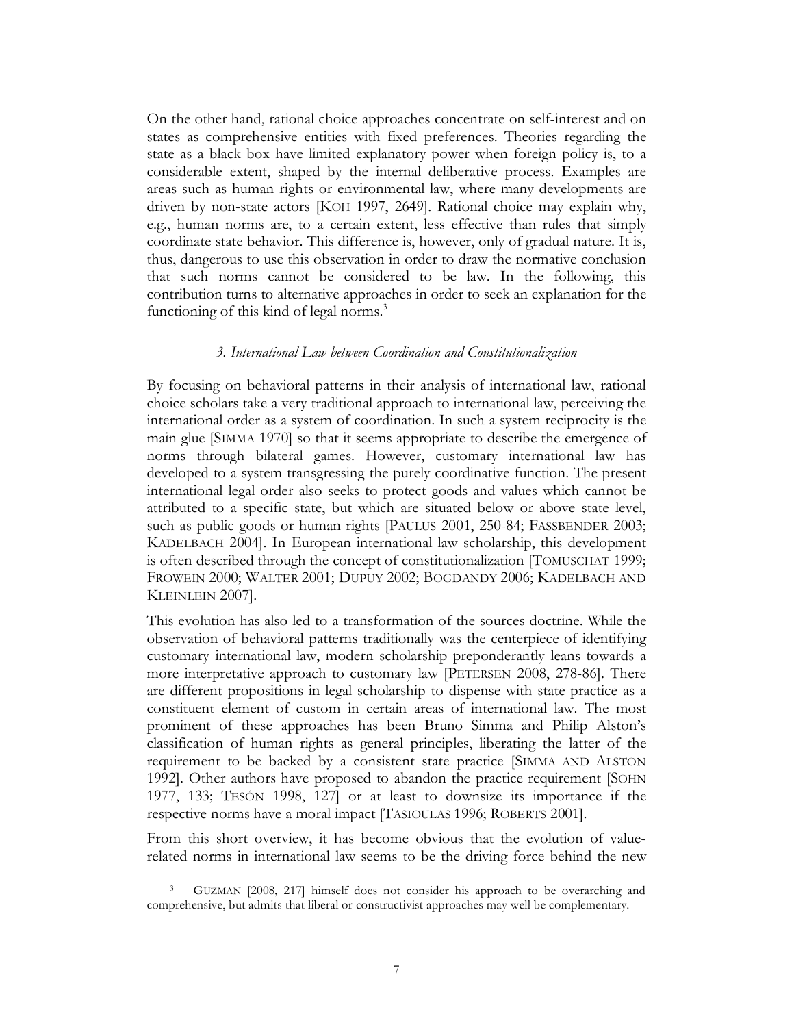On the other hand, rational choice approaches concentrate on self-interest and on states as comprehensive entities with fixed preferences. Theories regarding the state as a black box have limited explanatory power when foreign policy is, to a considerable extent, shaped by the internal deliberative process. Examples are areas such as human rights or environmental law, where many developments are driven by non-state actors [KOH 1997, 2649]. Rational choice may explain why, e.g., human norms are, to a certain extent, less effective than rules that simply coordinate state behavior. This difference is, however, only of gradual nature. It is, thus, dangerous to use this observation in order to draw the normative conclusion that such norms cannot be considered to be law. In the following, this contribution turns to alternative approaches in order to seek an explanation for the functioning of this kind of legal norms.[3]

### *3. International Law between Coordination and Constitutionalization*

By focusing on behavioral patterns in their analysis of international law, rational choice scholars take a very traditional approach to international law, perceiving the international order as a system of coordination. In such a system reciprocity is the main glue [SIMMA 1970] so that it seems appropriate to describe the emergence of norms through bilateral games. However, customary international law has developed to a system transgressing the purely coordinative function. The present international legal order also seeks to protect goods and values which cannot be attributed to a specific state, but which are situated below or above state level, such as public goods or human rights [PAULUS 2001, 250-84; FASSBENDER 2003; KADELBACH 2004]. In European international law scholarship, this development is often described through the concept of constitutionalization [TOMUSCHAT 1999; FROWEIN 2000; WALTER 2001; DUPUY 2002; BOGDANDY 2006; KADELBACH AND KLEINLEIN 2007].

This evolution has also led to a transformation of the sources doctrine. While the observation of behavioral patterns traditionally was the centerpiece of identifying customary international law, modern scholarship preponderantly leans towards a more interpretative approach to customary law [PETERSEN 2008, 278-86]. There are different propositions in legal scholarship to dispense with state practice as a constituent element of custom in certain areas of international law. The most prominent of these approaches has been Bruno Simma and Philip Alston's classification of human rights as general principles, liberating the latter of the requirement to be backed by a consistent state practice [SIMMA AND ALSTON 1992]. Other authors have proposed to abandon the practice requirement [SOHN 1977, 133; TESÓN 1998, 127] or at least to downsize its importance if the respective norms have a moral impact [TASIOULAS 1996; ROBERTS 2001].

From this short overview, it has become obvious that the evolution of value-related norms in international law seems to be the driving force behind the new

[3] GUZMAN [2008, 217] himself does not consider his approach to be overarching and comprehensive, but admits that liberal or constructivist approaches may well be complementary.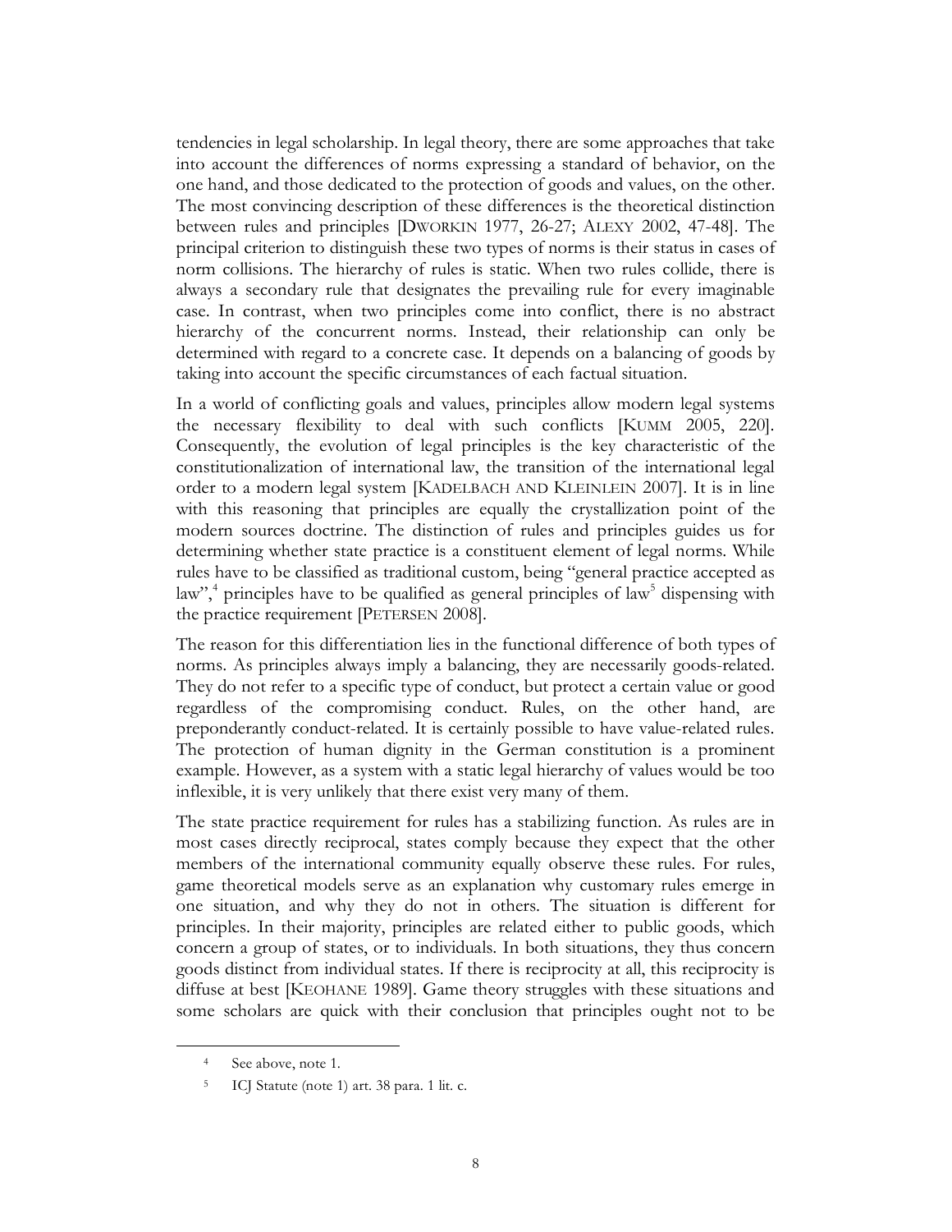tendencies in legal scholarship. In legal theory, there are some approaches that take into account the differences of norms expressing a standard of behavior, on the one hand, and those dedicated to the protection of goods and values, on the other. The most convincing description of these differences is the theoretical distinction between rules and principles [DWORKIN 1977, 26-27; ALEXY 2002, 47-48]. The principal criterion to distinguish these two types of norms is their status in cases of norm collisions. The hierarchy of rules is static. When two rules collide, there is always a secondary rule that designates the prevailing rule for every imaginable case. In contrast, when two principles come into conflict, there is no abstract hierarchy of the concurrent norms. Instead, their relationship can only be determined with regard to a concrete case. It depends on a balancing of goods by taking into account the specific circumstances of each factual situation.

In a world of conflicting goals and values, principles allow modern legal systems the necessary flexibility to deal with such conflicts [KUMM 2005, 220]. Consequently, the evolution of legal principles is the key characteristic of the constitutionalization of international law, the transition of the international legal order to a modern legal system [KADELBACH AND KLEINLEIN 2007]. It is in line with this reasoning that principles are equally the crystallization point of the modern sources doctrine. The distinction of rules and principles guides us for determining whether state practice is a constituent element of legal norms. While rules have to be classified as traditional custom, being "general practice accepted as law",[4] principles have to be qualified as general principles of law[5] dispensing with the practice requirement [PETERSEN 2008].

The reason for this differentiation lies in the functional difference of both types of norms. As principles always imply a balancing, they are necessarily goods-related. They do not refer to a specific type of conduct, but protect a certain value or good regardless of the compromising conduct. Rules, on the other hand, are preponderantly conduct-related. It is certainly possible to have value-related rules. The protection of human dignity in the German constitution is a prominent example. However, as a system with a static legal hierarchy of values would be too inflexible, it is very unlikely that there exist very many of them.

The state practice requirement for rules has a stabilizing function. As rules are in most cases directly reciprocal, states comply because they expect that the other members of the international community equally observe these rules. For rules, game theoretical models serve as an explanation why customary rules emerge in one situation, and why they do not in others. The situation is different for principles. In their majority, principles are related either to public goods, which concern a group of states, or to individuals. In both situations, they thus concern goods distinct from individual states. If there is reciprocity at all, this reciprocity is diffuse at best [KEOHANE 1989]. Game theory struggles with these situations and some scholars are quick with their conclusion that principles ought not to be

---

[4] See above, note 1.

[5] ICJ Statute (note 1) art. 38 para. 1 lit. c.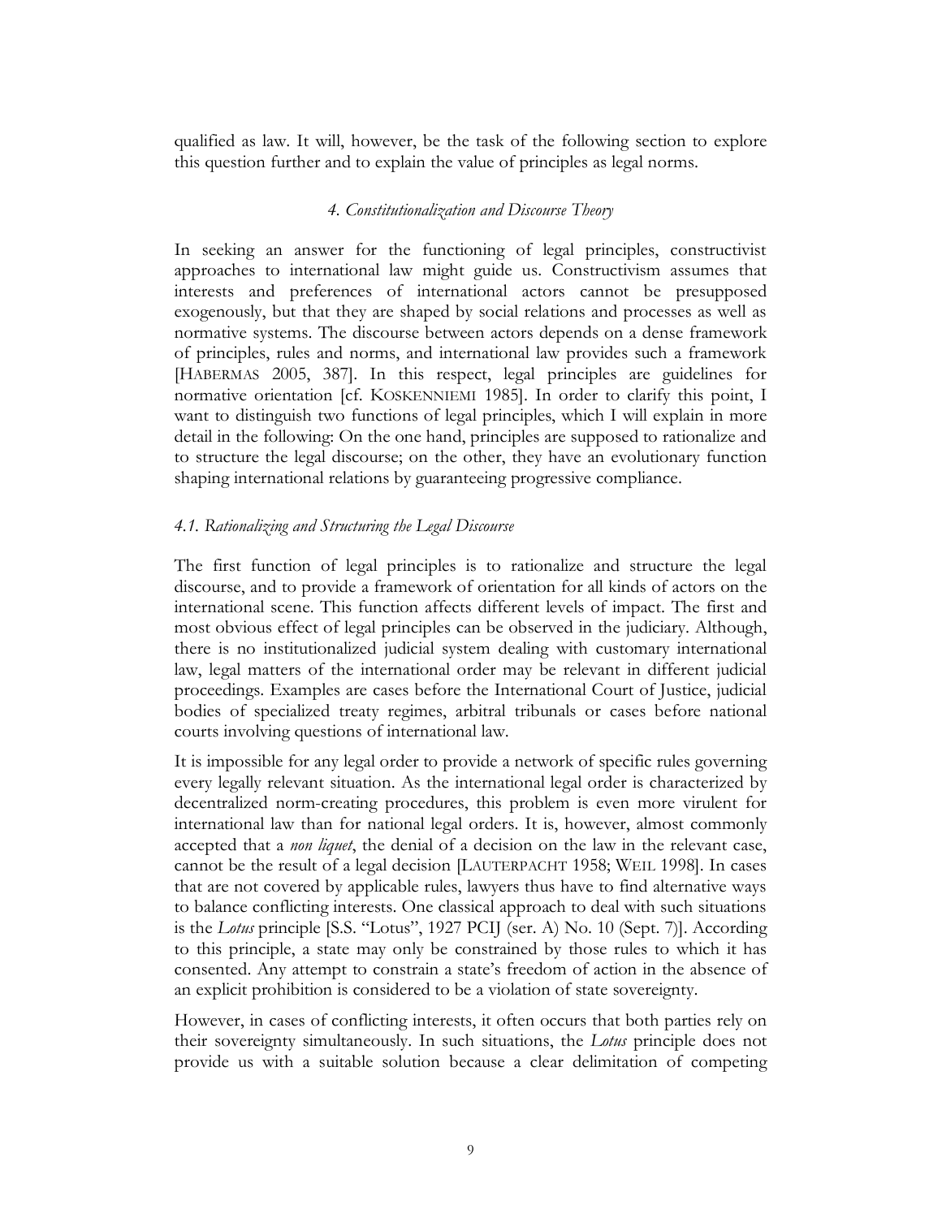qualified as law. It will, however, be the task of the following section to explore this question further and to explain the value of principles as legal norms.

### *4. Constitutionalization and Discourse Theory*

In seeking an answer for the functioning of legal principles, constructivist approaches to international law might guide us. Constructivism assumes that interests and preferences of international actors cannot be presupposed exogenously, but that they are shaped by social relations and processes as well as normative systems. The discourse between actors depends on a dense framework of principles, rules and norms, and international law provides such a framework [HABERMAS 2005, 387]. In this respect, legal principles are guidelines for normative orientation [cf. KOSKENNIEMI 1985]. In order to clarify this point, I want to distinguish two functions of legal principles, which I will explain in more detail in the following: On the one hand, principles are supposed to rationalize and to structure the legal discourse; on the other, they have an evolutionary function shaping international relations by guaranteeing progressive compliance.

#### *4.1. Rationalizing and Structuring the Legal Discourse*

The first function of legal principles is to rationalize and structure the legal discourse, and to provide a framework of orientation for all kinds of actors on the international scene. This function affects different levels of impact. The first and most obvious effect of legal principles can be observed in the judiciary. Although, there is no institutionalized judicial system dealing with customary international law, legal matters of the international order may be relevant in different judicial proceedings. Examples are cases before the International Court of Justice, judicial bodies of specialized treaty regimes, arbitral tribunals or cases before national courts involving questions of international law.

It is impossible for any legal order to provide a network of specific rules governing every legally relevant situation. As the international legal order is characterized by decentralized norm-creating procedures, this problem is even more virulent for international law than for national legal orders. It is, however, almost commonly accepted that a *non liquet*, the denial of a decision on the law in the relevant case, cannot be the result of a legal decision [LAUTERPACHT 1958; WEIL 1998]. In cases that are not covered by applicable rules, lawyers thus have to find alternative ways to balance conflicting interests. One classical approach to deal with such situations is the *Lotus* principle [S.S. "Lotus", 1927 PCIJ (ser. A) No. 10 (Sept. 7)]. According to this principle, a state may only be constrained by those rules to which it has consented. Any attempt to constrain a state's freedom of action in the absence of an explicit prohibition is considered to be a violation of state sovereignty.

However, in cases of conflicting interests, it often occurs that both parties rely on their sovereignty simultaneously. In such situations, the *Lotus* principle does not provide us with a suitable solution because a clear delimitation of competing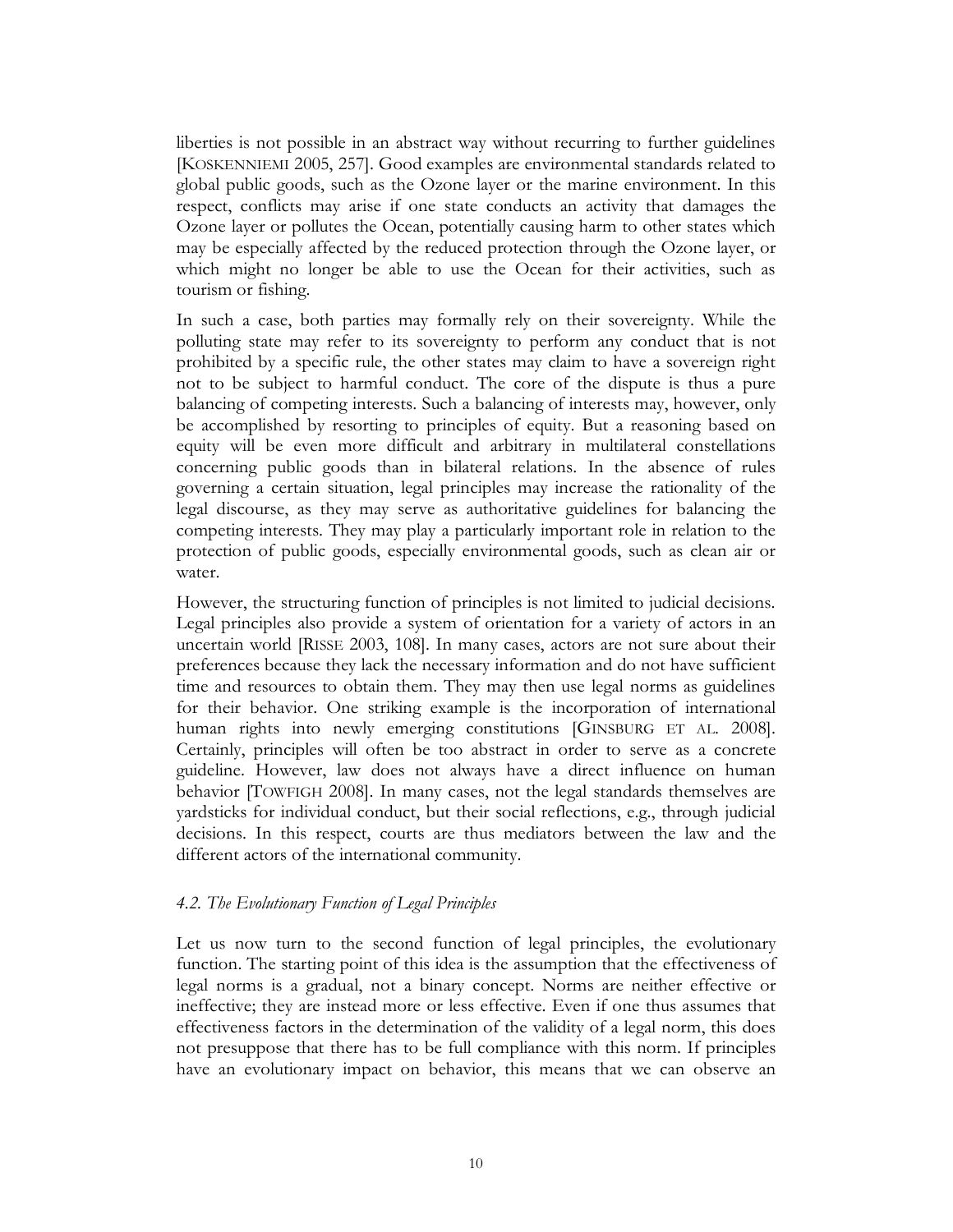liberties is not possible in an abstract way without recurring to further guidelines [KOSKENNIEMI 2005, 257]. Good examples are environmental standards related to global public goods, such as the Ozone layer or the marine environment. In this respect, conflicts may arise if one state conducts an activity that damages the Ozone layer or pollutes the Ocean, potentially causing harm to other states which may be especially affected by the reduced protection through the Ozone layer, or which might no longer be able to use the Ocean for their activities, such as tourism or fishing.

In such a case, both parties may formally rely on their sovereignty. While the polluting state may refer to its sovereignty to perform any conduct that is not prohibited by a specific rule, the other states may claim to have a sovereign right not to be subject to harmful conduct. The core of the dispute is thus a pure balancing of competing interests. Such a balancing of interests may, however, only be accomplished by resorting to principles of equity. But a reasoning based on equity will be even more difficult and arbitrary in multilateral constellations concerning public goods than in bilateral relations. In the absence of rules governing a certain situation, legal principles may increase the rationality of the legal discourse, as they may serve as authoritative guidelines for balancing the competing interests. They may play a particularly important role in relation to the protection of public goods, especially environmental goods, such as clean air or water.

However, the structuring function of principles is not limited to judicial decisions. Legal principles also provide a system of orientation for a variety of actors in an uncertain world [RISSE 2003, 108]. In many cases, actors are not sure about their preferences because they lack the necessary information and do not have sufficient time and resources to obtain them. They may then use legal norms as guidelines for their behavior. One striking example is the incorporation of international human rights into newly emerging constitutions [GINSBURG ET AL. 2008]. Certainly, principles will often be too abstract in order to serve as a concrete guideline. However, law does not always have a direct influence on human behavior [TOWFIGH 2008]. In many cases, not the legal standards themselves are yardsticks for individual conduct, but their social reflections, e.g., through judicial decisions. In this respect, courts are thus mediators between the law and the different actors of the international community.

### *4.2. The Evolutionary Function of Legal Principles*

Let us now turn to the second function of legal principles, the evolutionary function. The starting point of this idea is the assumption that the effectiveness of legal norms is a gradual, not a binary concept. Norms are neither effective or ineffective; they are instead more or less effective. Even if one thus assumes that effectiveness factors in the determination of the validity of a legal norm, this does not presuppose that there has to be full compliance with this norm. If principles have an evolutionary impact on behavior, this means that we can observe an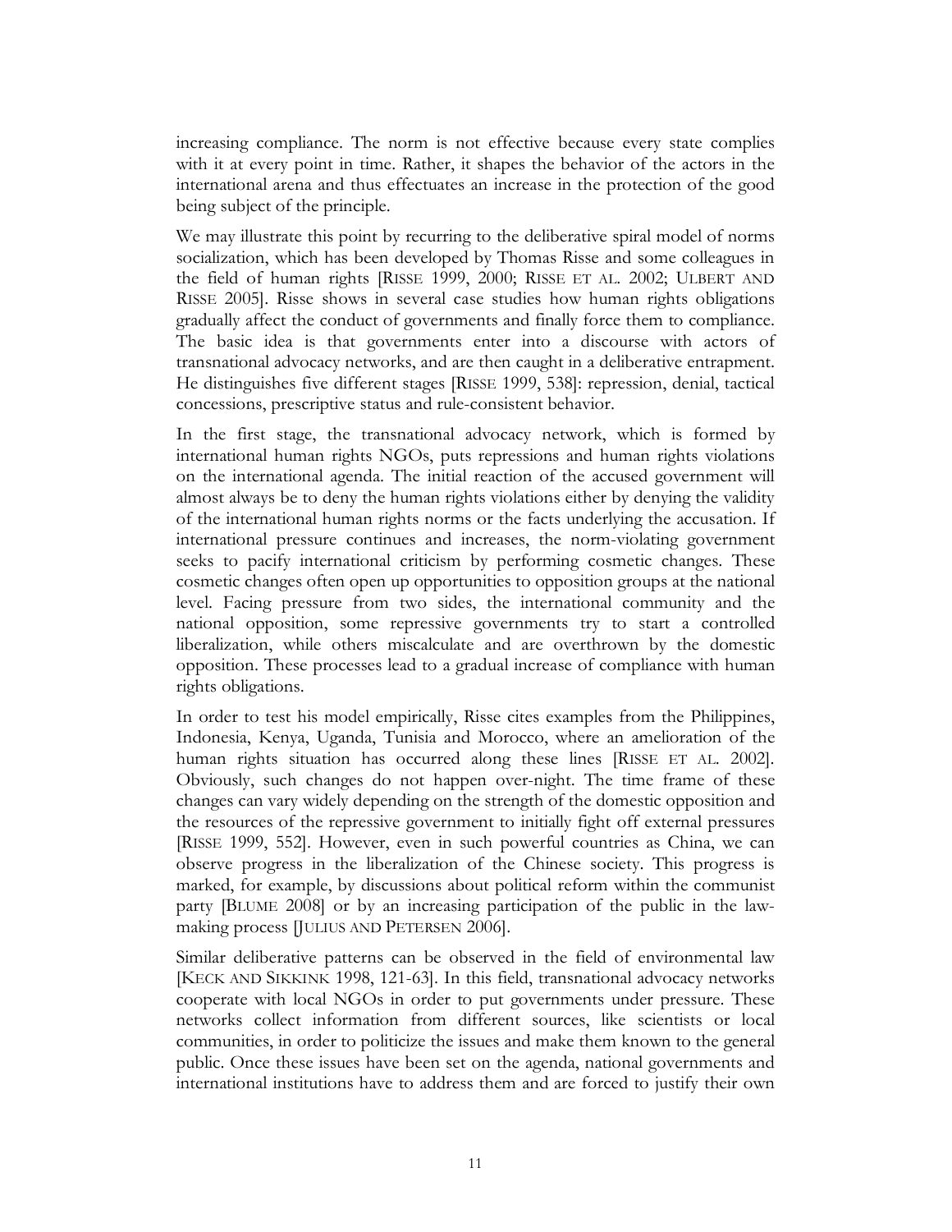increasing compliance. The norm is not effective because every state complies with it at every point in time. Rather, it shapes the behavior of the actors in the international arena and thus effectuates an increase in the protection of the good being subject of the principle.

We may illustrate this point by recurring to the deliberative spiral model of norms socialization, which has been developed by Thomas Risse and some colleagues in the field of human rights [RISSE 1999, 2000; RISSE ET AL. 2002; ULBERT AND RISSE 2005]. Risse shows in several case studies how human rights obligations gradually affect the conduct of governments and finally force them to compliance. The basic idea is that governments enter into a discourse with actors of transnational advocacy networks, and are then caught in a deliberative entrapment. He distinguishes five different stages [RISSE 1999, 538]: repression, denial, tactical concessions, prescriptive status and rule-consistent behavior.

In the first stage, the transnational advocacy network, which is formed by international human rights NGOs, puts repressions and human rights violations on the international agenda. The initial reaction of the accused government will almost always be to deny the human rights violations either by denying the validity of the international human rights norms or the facts underlying the accusation. If international pressure continues and increases, the norm-violating government seeks to pacify international criticism by performing cosmetic changes. These cosmetic changes often open up opportunities to opposition groups at the national level. Facing pressure from two sides, the international community and the national opposition, some repressive governments try to start a controlled liberalization, while others miscalculate and are overthrown by the domestic opposition. These processes lead to a gradual increase of compliance with human rights obligations.

In order to test his model empirically, Risse cites examples from the Philippines, Indonesia, Kenya, Uganda, Tunisia and Morocco, where an amelioration of the human rights situation has occurred along these lines [RISSE ET AL. 2002]. Obviously, such changes do not happen over-night. The time frame of these changes can vary widely depending on the strength of the domestic opposition and the resources of the repressive government to initially fight off external pressures [RISSE 1999, 552]. However, even in such powerful countries as China, we can observe progress in the liberalization of the Chinese society. This progress is marked, for example, by discussions about political reform within the communist party [BLUME 2008] or by an increasing participation of the public in the law-making process [JULIUS AND PETERSEN 2006].

Similar deliberative patterns can be observed in the field of environmental law [KECK AND SIKKINK 1998, 121-63]. In this field, transnational advocacy networks cooperate with local NGOs in order to put governments under pressure. These networks collect information from different sources, like scientists or local communities, in order to politicize the issues and make them known to the general public. Once these issues have been set on the agenda, national governments and international institutions have to address them and are forced to justify their own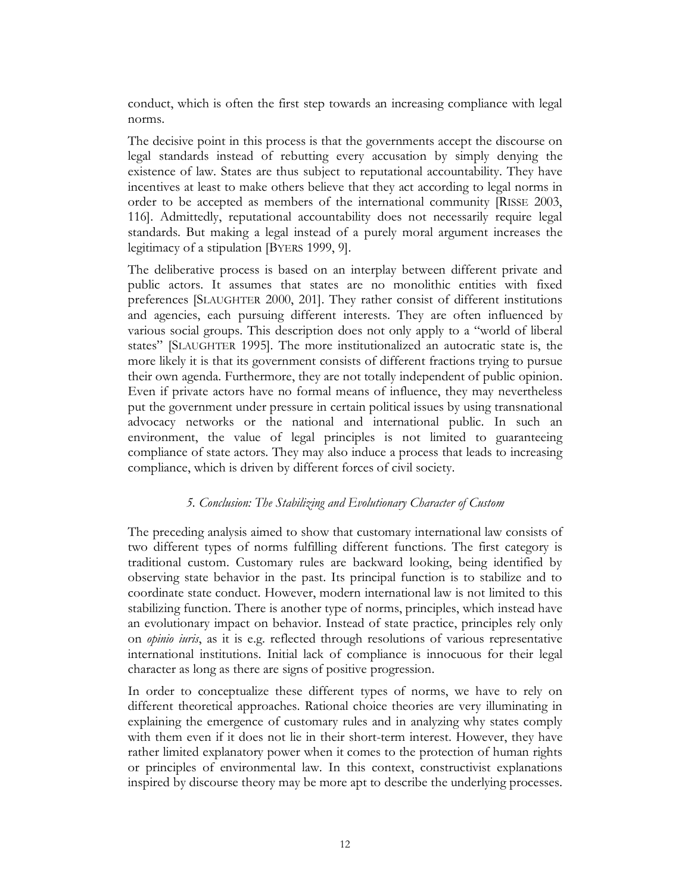conduct, which is often the first step towards an increasing compliance with legal norms.

The decisive point in this process is that the governments accept the discourse on legal standards instead of rebutting every accusation by simply denying the existence of law. States are thus subject to reputational accountability. They have incentives at least to make others believe that they act according to legal norms in order to be accepted as members of the international community [RISSE 2003, 116]. Admittedly, reputational accountability does not necessarily require legal standards. But making a legal instead of a purely moral argument increases the legitimacy of a stipulation [BYERS 1999, 9].

The deliberative process is based on an interplay between different private and public actors. It assumes that states are no monolithic entities with fixed preferences [SLAUGHTER 2000, 201]. They rather consist of different institutions and agencies, each pursuing different interests. They are often influenced by various social groups. This description does not only apply to a "world of liberal states" [SLAUGHTER 1995]. The more institutionalized an autocratic state is, the more likely it is that its government consists of different fractions trying to pursue their own agenda. Furthermore, they are not totally independent of public opinion. Even if private actors have no formal means of influence, they may nevertheless put the government under pressure in certain political issues by using transnational advocacy networks or the national and international public. In such an environment, the value of legal principles is not limited to guaranteeing compliance of state actors. They may also induce a process that leads to increasing compliance, which is driven by different forces of civil society.

## *5. Conclusion: The Stabilizing and Evolutionary Character of Custom*

The preceding analysis aimed to show that customary international law consists of two different types of norms fulfilling different functions. The first category is traditional custom. Customary rules are backward looking, being identified by observing state behavior in the past. Its principal function is to stabilize and to coordinate state conduct. However, modern international law is not limited to this stabilizing function. There is another type of norms, principles, which instead have an evolutionary impact on behavior. Instead of state practice, principles rely only on *opinio iuris*, as it is e.g. reflected through resolutions of various representative international institutions. Initial lack of compliance is innocuous for their legal character as long as there are signs of positive progression.

In order to conceptualize these different types of norms, we have to rely on different theoretical approaches. Rational choice theories are very illuminating in explaining the emergence of customary rules and in analyzing why states comply with them even if it does not lie in their short-term interest. However, they have rather limited explanatory power when it comes to the protection of human rights or principles of environmental law. In this context, constructivist explanations inspired by discourse theory may be more apt to describe the underlying processes.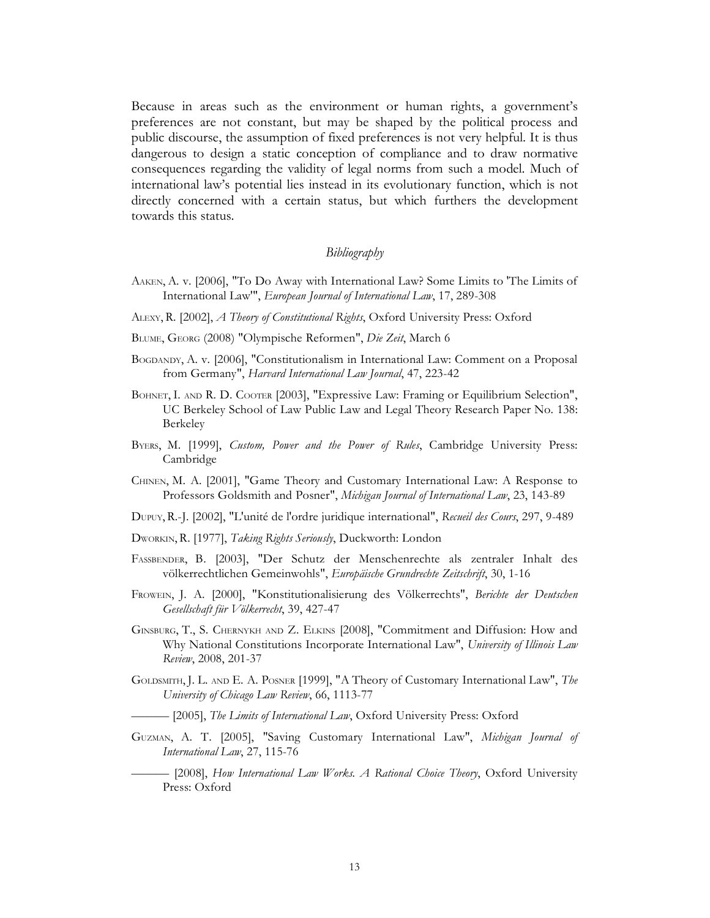Because in areas such as the environment or human rights, a government's preferences are not constant, but may be shaped by the political process and public discourse, the assumption of fixed preferences is not very helpful. It is thus dangerous to design a static conception of compliance and to draw normative consequences regarding the validity of legal norms from such a model. Much of international law's potential lies instead in its evolutionary function, which is not directly concerned with a certain status, but which furthers the development towards this status.

## *Bibliography*

AAKEN, A. v. [2006], "To Do Away with International Law? Some Limits to 'The Limits of International Law'", *European Journal of International Law*, 17, 289-308

ALEXY, R. [2002], *A Theory of Constitutional Rights*, Oxford University Press: Oxford

BLUME, GEORG (2008) "Olympische Reformen", *Die Zeit*, March 6

BOGDANDY, A. v. [2006], "Constitutionalism in International Law: Comment on a Proposal from Germany", *Harvard International Law Journal*, 47, 223-42

BOHNET, I. AND R. D. COOTER [2003], "Expressive Law: Framing or Equilibrium Selection", UC Berkeley School of Law Public Law and Legal Theory Research Paper No. 138: Berkeley

BYERS, M. [1999], *Custom, Power and the Power of Rules*, Cambridge University Press: Cambridge

CHINEN, M. A. [2001], "Game Theory and Customary International Law: A Response to Professors Goldsmith and Posner", *Michigan Journal of International Law*, 23, 143-89

DUPUY, R.-J. [2002], "L'unité de l'ordre juridique international", *Recueil des Cours*, 297, 9-489

DWORKIN, R. [1977], *Taking Rights Seriously*, Duckworth: London

FASSBENDER, B. [2003], "Der Schutz der Menschenrechte als zentraler Inhalt des völkerrechtlichen Gemeinwohls", *Europäische Grundrechte Zeitschrift*, 30, 1-16

FROWEIN, J. A. [2000], "Konstitutionalisierung des Völkerrechts", *Berichte der Deutschen Gesellschaft für Völkerrecht*, 39, 427-47

GINSBURG, T., S. CHERNYKH AND Z. ELKINS [2008], "Commitment and Diffusion: How and Why National Constitutions Incorporate International Law", *University of Illinois Law Review*, 2008, 201-37

GOLDSMITH, J. L. AND E. A. POSNER [1999], "A Theory of Customary International Law", *The University of Chicago Law Review*, 66, 1113-77

——— [2005], *The Limits of International Law*, Oxford University Press: Oxford

GUZMAN, A. T. [2005], "Saving Customary International Law", *Michigan Journal of International Law*, 27, 115-76

——— [2008], *How International Law Works. A Rational Choice Theory*, Oxford University Press: Oxford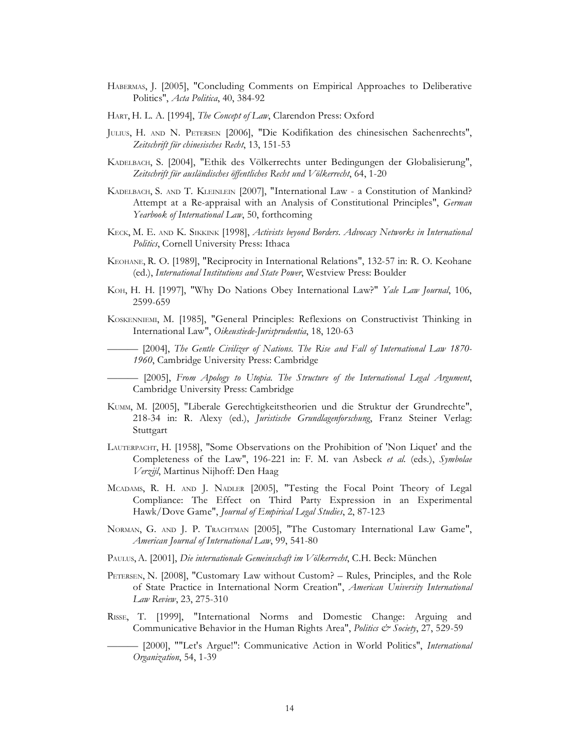HABERMAS, J. [2005], "Concluding Comments on Empirical Approaches to Deliberative Politics", *Acta Politica*, 40, 384-92

HART, H. L. A. [1994], *The Concept of Law*, Clarendon Press: Oxford

JULIUS, H. AND N. PETERSEN [2006], "Die Kodifikation des chinesischen Sachenrechts", *Zeitschrift für chinesisches Recht*, 13, 151-53

KADELBACH, S. [2004], "Ethik des Völkerrechts unter Bedingungen der Globalisierung", *Zeitschrift für ausländisches öffentliches Recht und Völkerrecht*, 64, 1-20

KADELBACH, S. AND T. KLEINLEIN [2007], "International Law - a Constitution of Mankind? Attempt at a Re-appraisal with an Analysis of Constitutional Principles", *German Yearbook of International Law*, 50, forthcoming

KECK, M. E. AND K. SIKKINK [1998], *Activists beyond Borders. Advocacy Networks in International Politics*, Cornell University Press: Ithaca

KEOHANE, R. O. [1989], "Reciprocity in International Relations", 132-57 in: R. O. Keohane (ed.), *International Institutions and State Power*, Westview Press: Boulder

KOH, H. H. [1997], "Why Do Nations Obey International Law?" *Yale Law Journal*, 106, 2599-659

KOSKENNIEMI, M. [1985], "General Principles: Reflexions on Constructivist Thinking in International Law", *Oikeustiede-Jurisprudentia*, 18, 120-63

——— [2004], *The Gentle Civilizer of Nations. The Rise and Fall of International Law 1870-1960*, Cambridge University Press: Cambridge

——— [2005], *From Apology to Utopia. The Structure of the International Legal Argument*, Cambridge University Press: Cambridge

KUMM, M. [2005], "Liberale Gerechtigkeitstheorien und die Struktur der Grundrechte", 218-34 in: R. Alexy (ed.), *Juristische Grundlagenforschung*, Franz Steiner Verlag: Stuttgart

LAUTERPACHT, H. [1958], "Some Observations on the Prohibition of 'Non Liquet' and the Completeness of the Law", 196-221 in: F. M. van Asbeck *et al.* (eds.), *Symbolae Verzijl*, Martinus Nijhoff: Den Haag

MCADAMS, R. H. AND J. NADLER [2005], "Testing the Focal Point Theory of Legal Compliance: The Effect on Third Party Expression in an Experimental Hawk/Dove Game", *Journal of Empirical Legal Studies*, 2, 87-123

NORMAN, G. AND J. P. TRACHTMAN [2005], "The Customary International Law Game", *American Journal of International Law*, 99, 541-80

PAULUS, A. [2001], *Die internationale Gemeinschaft im Völkerrecht*, C.H. Beck: München

PETERSEN, N. [2008], "Customary Law without Custom? – Rules, Principles, and the Role of State Practice in International Norm Creation", *American University International Law Review*, 23, 275-310

RISSE, T. [1999], "International Norms and Domestic Change: Arguing and Communicative Behavior in the Human Rights Area", *Politics & Society*, 27, 529-59

——— [2000], ""Let's Argue!": Communicative Action in World Politics", *International Organization*, 54, 1-39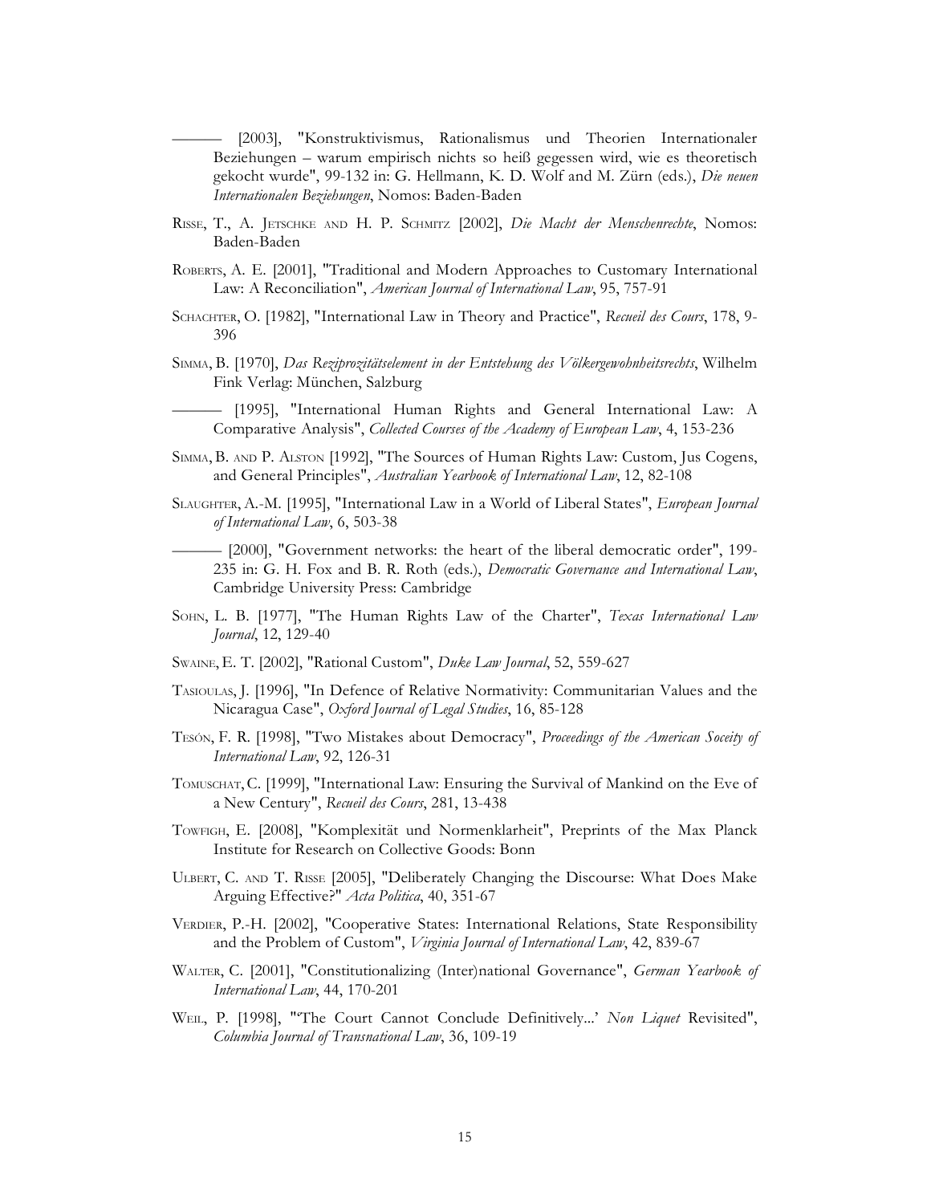——— [2003], "Konstruktivismus, Rationalismus und Theorien Internationaler Beziehungen – warum empirisch nichts so heiß gegessen wird, wie es theoretisch gekocht wurde", 99-132 in: G. Hellmann, K. D. Wolf and M. Zürn (eds.), *Die neuen Internationalen Beziehungen*, Nomos: Baden-Baden

RISSE, T., A. JETSCHKE AND H. P. SCHMITZ [2002], *Die Macht der Menschenrechte*, Nomos: Baden-Baden

ROBERTS, A. E. [2001], "Traditional and Modern Approaches to Customary International Law: A Reconciliation", *American Journal of International Law*, 95, 757-91

SCHACHTER, O. [1982], "International Law in Theory and Practice", *Recueil des Cours*, 178, 9-396

SIMMA, B. [1970], *Das Reziprozitätselement in der Entstehung des Völkergewohnheitsrechts*, Wilhelm Fink Verlag: München, Salzburg

——— [1995], "International Human Rights and General International Law: A Comparative Analysis", *Collected Courses of the Academy of European Law*, 4, 153-236

SIMMA, B. AND P. ALSTON [1992], "The Sources of Human Rights Law: Custom, Jus Cogens, and General Principles", *Australian Yearbook of International Law*, 12, 82-108

SLAUGHTER, A.-M. [1995], "International Law in a World of Liberal States", *European Journal of International Law*, 6, 503-38

——— [2000], "Government networks: the heart of the liberal democratic order", 199-235 in: G. H. Fox and B. R. Roth (eds.), *Democratic Governance and International Law*, Cambridge University Press: Cambridge

SOHN, L. B. [1977], "The Human Rights Law of the Charter", *Texas International Law Journal*, 12, 129-40

SWAINE, E. T. [2002], "Rational Custom", *Duke Law Journal*, 52, 559-627

TASIOULAS, J. [1996], "In Defence of Relative Normativity: Communitarian Values and the Nicaragua Case", *Oxford Journal of Legal Studies*, 16, 85-128

TESÓN, F. R. [1998], "Two Mistakes about Democracy", *Proceedings of the American Soceity of International Law*, 92, 126-31

TOMUSCHAT, C. [1999], "International Law: Ensuring the Survival of Mankind on the Eve of a New Century", *Recueil des Cours*, 281, 13-438

TOWFIGH, E. [2008], "Komplexität und Normenklarheit", Preprints of the Max Planck Institute for Research on Collective Goods: Bonn

ULBERT, C. AND T. RISSE [2005], "Deliberately Changing the Discourse: What Does Make Arguing Effective?" *Acta Politica*, 40, 351-67

VERDIER, P.-H. [2002], "Cooperative States: International Relations, State Responsibility and the Problem of Custom", *Virginia Journal of International Law*, 42, 839-67

WALTER, C. [2001], "Constitutionalizing (Inter)national Governance", *German Yearbook of International Law*, 44, 170-201

WEIL, P. [1998], "'The Court Cannot Conclude Definitively...' *Non Liquet* Revisited", *Columbia Journal of Transnational Law*, 36, 109-19